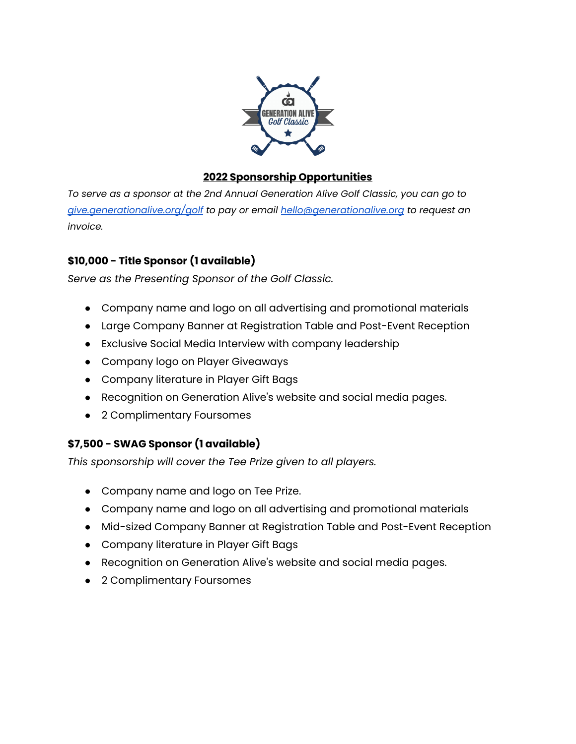## 2022 Sponsorship Opportunities

*To serve as a sponsor at the 2nd Annual Generation Alive Golf Classic, you can go to [give.generationalive.org/golf](give.generationalive.org/golf) to pay or email [hello@generationalive.org](mailto:hello@generationalive.org) to request an invoice.*

### $10,000 - Title Sponsor (1 available)

*Serve as the Presenting Sponsor of the Golf Classic.*

- Company name and logo on all advertising and promotional materials
- Large Company Banner at Registration Table and Post-Event Reception
- Exclusive Social Media Interview with company leadership
- Company logo on Player Giveaways
- Company literature in Player Gift Bags
- Recognition on Generation Alive's website and social media pages.
- 2 Complimentary Foursomes

### $7,500 - SWAG Sponsor (1 available)

*This sponsorship will cover the Tee Prize given to all players.*

- Company name and logo on Tee Prize.
- Company name and logo on all advertising and promotional materials
- Mid-sized Company Banner at Registration Table and Post-Event Reception
- Company literature in Player Gift Bags
- Recognition on Generation Alive's website and social media pages.
- 2 Complimentary Foursomes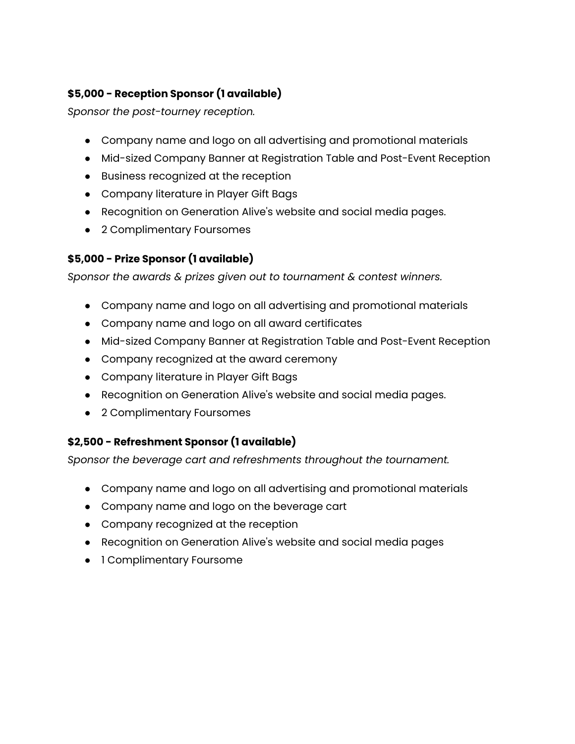**$5,000 - Reception Sponsor (1 available)**
*Sponsor the post-tourney reception.*

- Company name and logo on all advertising and promotional materials
- Mid-sized Company Banner at Registration Table and Post-Event Reception
- Business recognized at the reception
- Company literature in Player Gift Bags
- Recognition on Generation Alive's website and social media pages.
- 2 Complimentary Foursomes

**$5,000 - Prize Sponsor (1 available)**
*Sponsor the awards & prizes given out to tournament & contest winners.*

- Company name and logo on all advertising and promotional materials
- Company name and logo on all award certificates
- Mid-sized Company Banner at Registration Table and Post-Event Reception
- Company recognized at the award ceremony
- Company literature in Player Gift Bags
- Recognition on Generation Alive's website and social media pages.
- 2 Complimentary Foursomes

**$2,500 - Refreshment Sponsor (1 available)**
*Sponsor the beverage cart and refreshments throughout the tournament.*

- Company name and logo on all advertising and promotional materials
- Company name and logo on the beverage cart
- Company recognized at the reception
- Recognition on Generation Alive's website and social media pages
- 1 Complimentary Foursome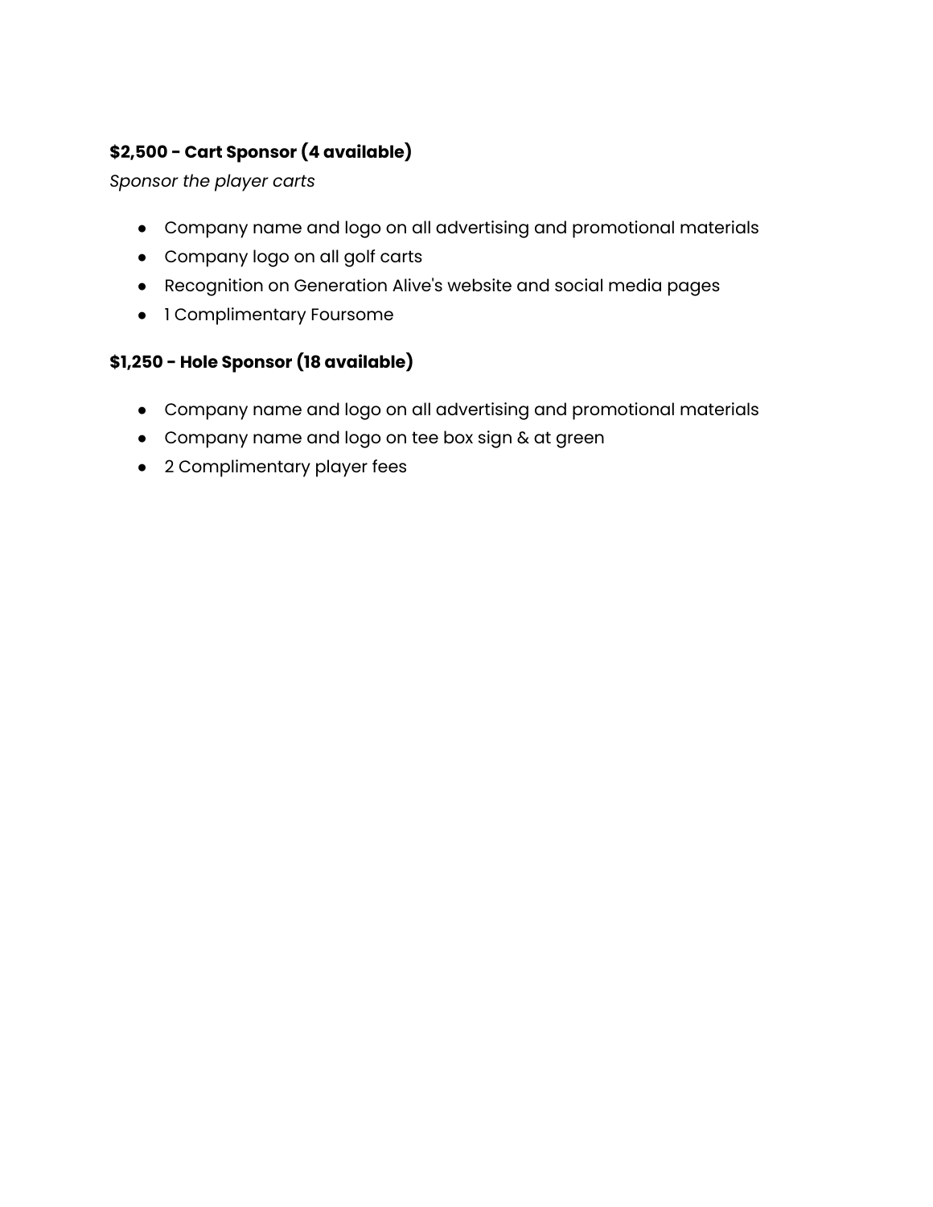**$2,500 - Cart Sponsor (4 available)**

*Sponsor the player carts*

- Company name and logo on all advertising and promotional materials
- Company logo on all golf carts
- Recognition on Generation Alive's website and social media pages
- 1 Complimentary Foursome

**$1,250 - Hole Sponsor (18 available)**

- Company name and logo on all advertising and promotional materials
- Company name and logo on tee box sign & at green
- 2 Complimentary player fees